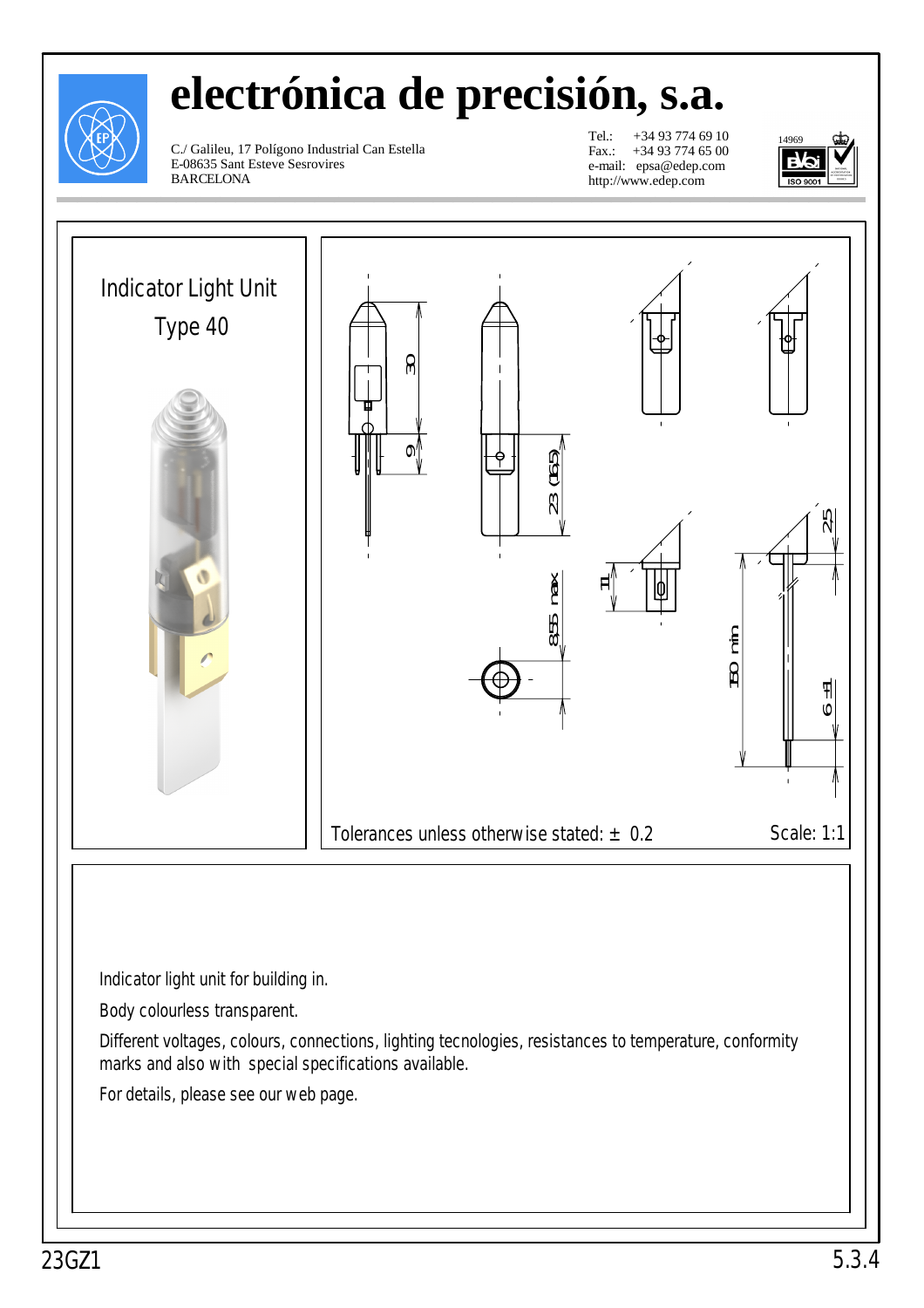# electrónica de precisión, s.a.

C./ Galileu, 17 Polígono Industrial Can Estella
E-08635 Sant Esteve Sesrovires
BARCELONA

Tel.: +34 93 774 69 10
Fax.: +34 93 774 65 00
e-mail: epsa@edep.com
http://www.edep.com

## Indicator Light Unit
## Type 40

Tolerances unless otherwise stated: ± 0.2

Scale: 1:1

Indicator light unit for building in.

Body colourless transparent.

Different voltages, colours, connections, lighting tecnologies, resistances to temperature, conformity marks and also with special specifications available.

For details, please see our web page.

23GZ1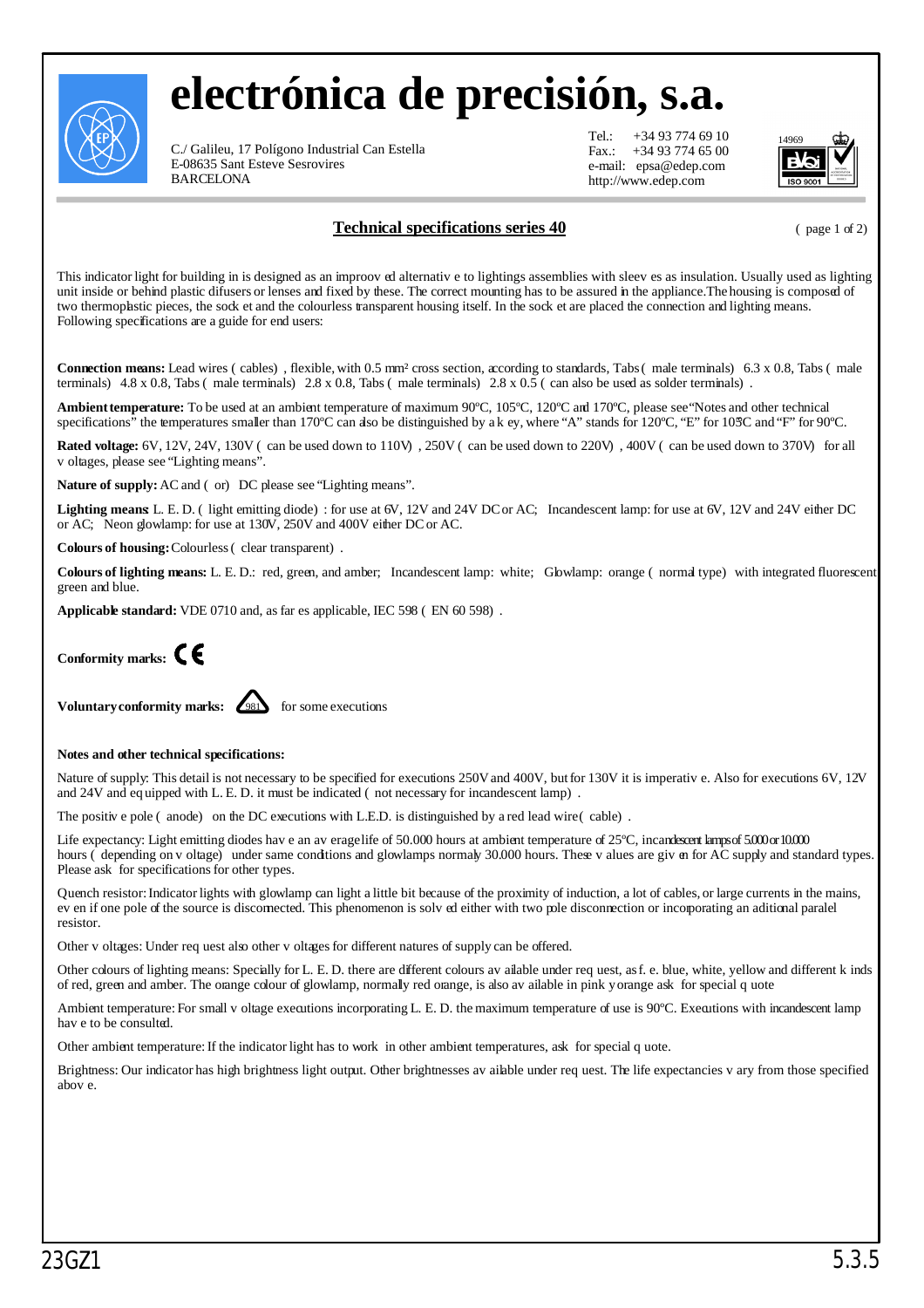# electrónica de precisión, s.a.

C./ Galileu, 17 Polígono Industrial Can Estella
E-08635 Sant Esteve Sesrovires
BARCELONA

Tel.: +34 93 774 69 10
Fax.: +34 93 774 65 00
e-mail: epsa@edep.com
http://www.edep.com

## Technical specifications series 40

( page 1 of 2)

This indicator light for building in is designed as an improoved alternative to lightings assemblies with sleeves as insulation. Usually used as lighting unit inside or behind plastic difusers or lenses and fixed by these. The correct mounting has to be assured in the appliance. The housing is composed of two thermoplastic pieces, the socket and the colourless transparent housing itself. In the socket are placed the connection and lighting means. Following specifications are a guide for end users:

**Connection means:** Lead wires ( cables) , flexible, with 0.5 mm² cross section, according to standards, Tabs ( male terminals) 6.3 x 0.8, Tabs ( male terminals) 4.8 x 0.8, Tabs ( male terminals) 2.8 x 0.8, Tabs ( male terminals) 2.8 x 0.5 ( can also be used as solder terminals) .

**Ambient temperature:** To be used at an ambient temperature of maximum 90ºC, 105ºC, 120ºC and 170ºC, please see "Notes and other technical specifications" the temperatures smaller than 170ºC can also be distinguished by a key, where "A" stands for 120ºC, "E" for 105ºC and "F" for 90ºC.

**Rated voltage:** 6V, 12V, 24V, 130V ( can be used down to 110V) , 250V ( can be used down to 220V) , 400V ( can be used down to 370V) for all voltages, please see "Lighting means".

**Nature of supply:** AC and ( or) DC please see "Lighting means".

**Lighting means:** L. E. D. ( light emitting diode) : for use at 6V, 12V and 24V DC or AC; Incandescent lamp: for use at 6V, 12V and 24V either DC or AC; Neon glowlamp: for use at 130V, 250V and 400V either DC or AC.

**Colours of housing:** Colourless ( clear transparent) .

**Colours of lighting means:** L. E. D.: red, green, and amber; Incandescent lamp: white; Glowlamp: orange ( normal type) with integrated fluorescent green and blue.

**Applicable standard:** VDE 0710 and, as far es applicable, IEC 598 ( EN 60 598) .

**Conformity marks:** CE

**Voluntary conformity marks:** 981 for some executions

**Notes and other technical specifications:**

Nature of supply: This detail is not necessary to be specified for executions 250V and 400V, but for 130V it is imperative. Also for executions 6V, 12V and 24V and equipped with L. E. D. it must be indicated ( not necessary for incandescent lamp) .

The positive pole ( anode) on the DC executions with L.E.D. is distinguished by a red lead wire ( cable) .

Life expectancy: Light emitting diodes have an average life of 50.000 hours at ambient temperature of 25ºC, incandescent lamps of 5.000 or 10.000 hours ( depending on voltage) under same conditions and glowlamps normaly 30.000 hours. These values are given for AC supply and standard types. Please ask for specifications for other types.

Quench resistor: Indicator lights with glowlamp can light a little bit because of the proximity of induction, a lot of cables, or large currents in the mains, even if one pole of the source is disconnected. This phenomenon is solved either with two pole disconnection or incorporating an aditional paralel resistor.

Other voltages: Under request also other voltages for different natures of supply can be offered.

Other colours of lighting means: Specially for L. E. D. there are different colours available under request, as f. e. blue, white, yellow and different kinds of red, green and amber. The orange colour of glowlamp, normally red orange, is also available in pink y orange ask for special quote

Ambient temperature: For small voltage executions incorporating L. E. D. the maximum temperature of use is 90ºC. Executions with incandescent lamp have to be consulted.

Other ambient temperature: If the indicator light has to work in other ambient temperatures, ask for special quote.

Brightness: Our indicator has high brightness light output. Other brightnesses available under request. The life expectancies vary from those specified above.

23GZ1 5.3.5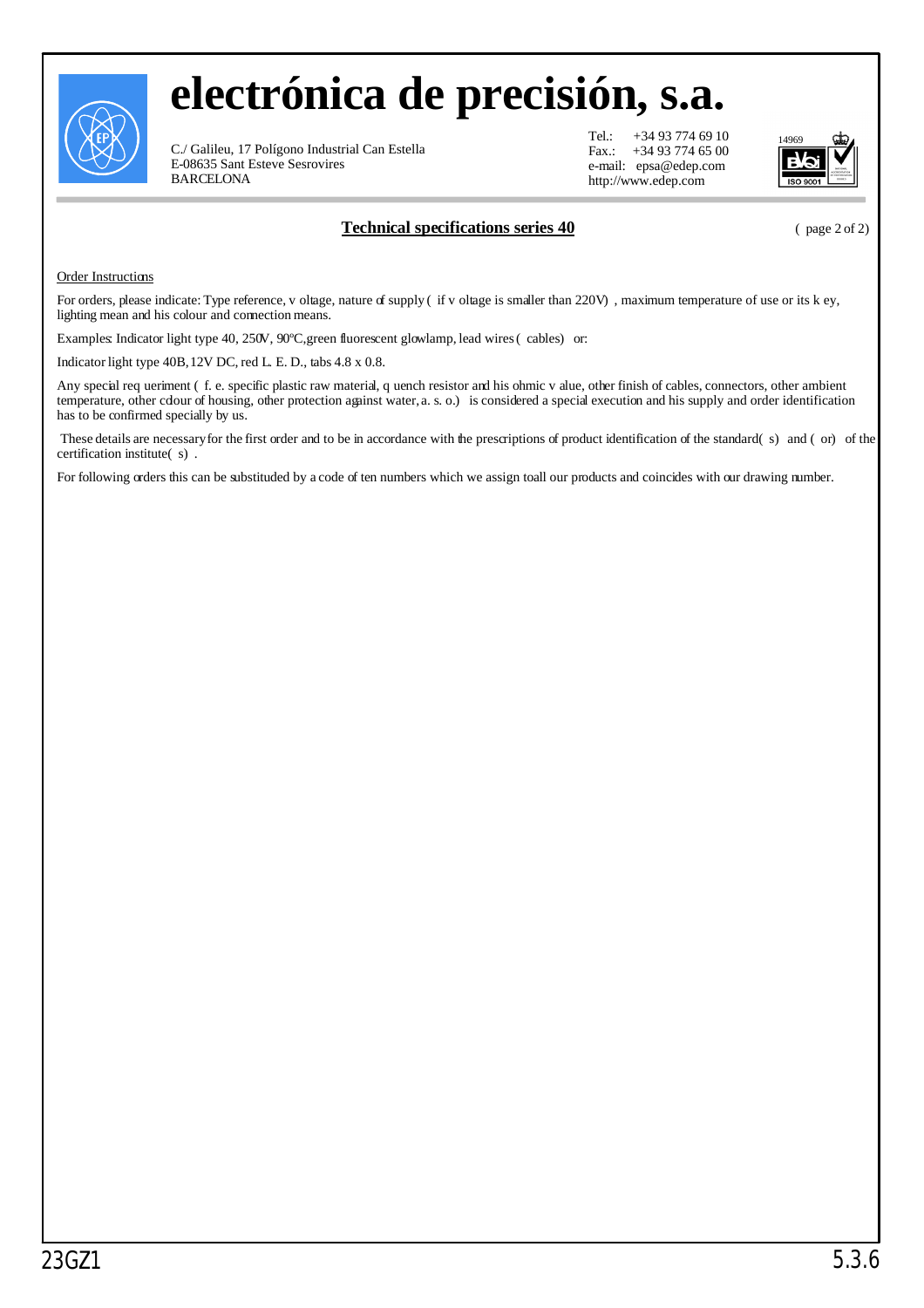# electrónica de precisión, s.a.

C./ Galileu, 17 Polígono Industrial Can Estella
E-08635 Sant Esteve Sesrovires
BARCELONA

Tel.: +34 93 774 69 10
Fax.: +34 93 774 65 00
e-mail: epsa@edep.com
http://www.edep.com

## Technical specifications series 40

( page 2 of 2)

Order Instructions

For orders, please indicate: Type reference, voltage, nature of supply ( if voltage is smaller than 220V) , maximum temperature of use or its key, lighting mean and his colour and connection means.

Examples: Indicator light type 40, 250V, 90ºC, green fluorescent glowlamp, lead wires ( cables) or:

Indicator light type 40B, 12V DC, red L. E. D., tabs 4.8 x 0.8.

Any special requeriment ( f. e. specific plastic raw material, quench resistor and his ohmic value, other finish of cables, connectors, other ambient temperature, other colour of housing, other protection against water, a. s. o.) is considered a special execution and his supply and order identification has to be confirmed specially by us.

These details are necessary for the first order and to be in accordance with the prescriptions of product identification of the standard( s) and ( or) of the certification institute( s) .

For following orders this can be substituded by a code of ten numbers which we assign toall our products and coincides with our drawing number.